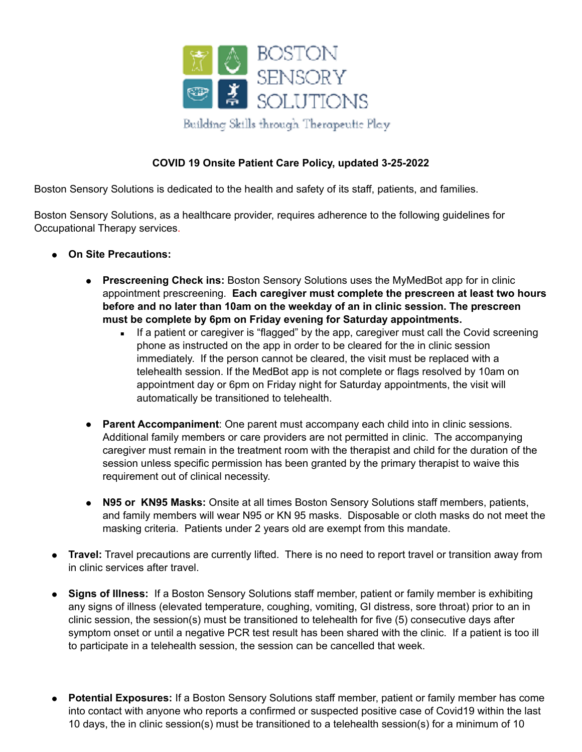BOSTON SENSORY SOLUTIONS

Building Skills through Therapeutic Play

**COVID 19 Onsite Patient Care Policy, updated 3-25-2022**

Boston Sensory Solutions is dedicated to the health and safety of its staff, patients, and families.

Boston Sensory Solutions, as a healthcare provider, requires adherence to the following guidelines for Occupational Therapy services.

- **On Site Precautions:**
  - **Prescreening Check ins:** Boston Sensory Solutions uses the MyMedBot app for in clinic appointment prescreening. **Each caregiver must complete the prescreen at least two hours before and no later than 10am on the weekday of an in clinic session. The prescreen must be complete by 6pm on Friday evening for Saturday appointments.**
    - If a patient or caregiver is "flagged" by the app, caregiver must call the Covid screening phone as instructed on the app in order to be cleared for the in clinic session immediately. If the person cannot be cleared, the visit must be replaced with a telehealth session. If the MedBot app is not complete or flags resolved by 10am on appointment day or 6pm on Friday night for Saturday appointments, the visit will automatically be transitioned to telehealth.
  - **Parent Accompaniment**: One parent must accompany each child into in clinic sessions. Additional family members or care providers are not permitted in clinic. The accompanying caregiver must remain in the treatment room with the therapist and child for the duration of the session unless specific permission has been granted by the primary therapist to waive this requirement out of clinical necessity.
  - **N95 or KN95 Masks:** Onsite at all times Boston Sensory Solutions staff members, patients, and family members will wear N95 or KN 95 masks. Disposable or cloth masks do not meet the masking criteria. Patients under 2 years old are exempt from this mandate.
- **Travel:** Travel precautions are currently lifted. There is no need to report travel or transition away from in clinic services after travel.
- **Signs of Illness:** If a Boston Sensory Solutions staff member, patient or family member is exhibiting any signs of illness (elevated temperature, coughing, vomiting, GI distress, sore throat) prior to an in clinic session, the session(s) must be transitioned to telehealth for five (5) consecutive days after symptom onset or until a negative PCR test result has been shared with the clinic. If a patient is too ill to participate in a telehealth session, the session can be cancelled that week.
- **Potential Exposures:** If a Boston Sensory Solutions staff member, patient or family member has come into contact with anyone who reports a confirmed or suspected positive case of Covid19 within the last 10 days, the in clinic session(s) must be transitioned to a telehealth session(s) for a minimum of 10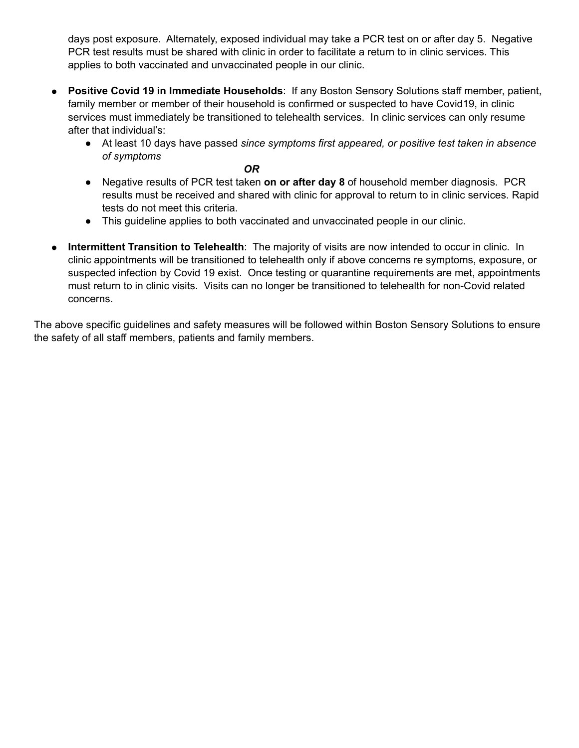days post exposure. Alternately, exposed individual may take a PCR test on or after day 5. Negative PCR test results must be shared with clinic in order to facilitate a return to in clinic services. This applies to both vaccinated and unvaccinated people in our clinic.

- **Positive Covid 19 in Immediate Households**: If any Boston Sensory Solutions staff member, patient, family member or member of their household is confirmed or suspected to have Covid19, in clinic services must immediately be transitioned to telehealth services. In clinic services can only resume after that individual's:
    - At least 10 days have passed *since symptoms first appeared, or positive test taken in absence of symptoms*

      ***OR***
    - Negative results of PCR test taken **on or after day 8** of household member diagnosis. PCR results must be received and shared with clinic for approval to return to in clinic services. Rapid tests do not meet this criteria.
    - This guideline applies to both vaccinated and unvaccinated people in our clinic.
- **Intermittent Transition to Telehealth**: The majority of visits are now intended to occur in clinic. In clinic appointments will be transitioned to telehealth only if above concerns re symptoms, exposure, or suspected infection by Covid 19 exist. Once testing or quarantine requirements are met, appointments must return to in clinic visits. Visits can no longer be transitioned to telehealth for non-Covid related concerns.

The above specific guidelines and safety measures will be followed within Boston Sensory Solutions to ensure the safety of all staff members, patients and family members.